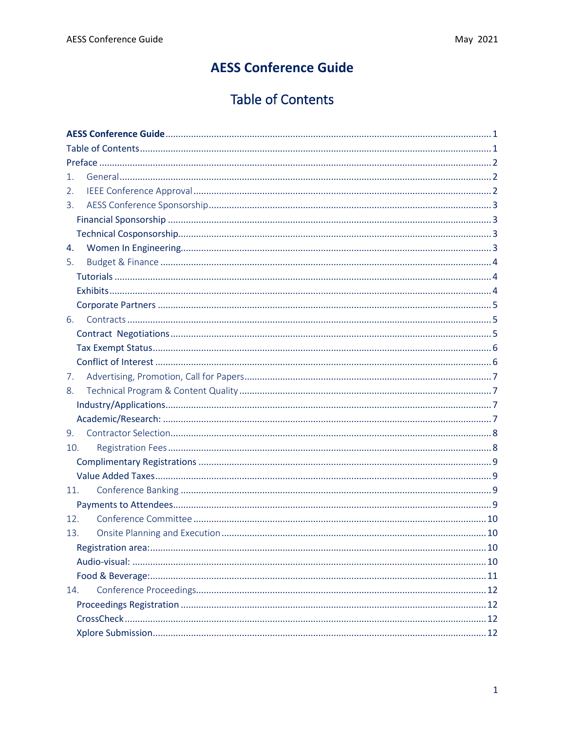# AESS Conference Guide

## Table of Contents

AESS Conference Guide ..... 1
Table of Contents ..... 1
Preface ..... 2
1. General ..... 2
2. IEEE Conference Approval ..... 2
3. AESS Conference Sponsorship ..... 3
   - Financial Sponsorship ..... 3
   - Technical Cosponsorship ..... 3
4. Women In Engineering ..... 3
5. Budget & Finance ..... 4
   - Tutorials ..... 4
   - Exhibits ..... 4
   - Corporate Partners ..... 5
6. Contracts ..... 5
   - Contract Negotiations ..... 5
   - Tax Exempt Status ..... 6
   - Conflict of Interest ..... 6
7. Advertising, Promotion, Call for Papers ..... 7
8. Technical Program & Content Quality ..... 7
   - Industry/Applications ..... 7
   - Academic/Research: ..... 7
9. Contractor Selection ..... 8
10. Registration Fees ..... 8
    - Complimentary Registrations ..... 9
    - Value Added Taxes ..... 9
11. Conference Banking ..... 9
    - Payments to Attendees ..... 9
12. Conference Committee ..... 10
13. Onsite Planning and Execution ..... 10
    - Registration area: ..... 10
    - Audio-visual: ..... 10
    - Food & Beverage: ..... 11
14. Conference Proceedings ..... 12
    - Proceedings Registration ..... 12
    - CrossCheck ..... 12
    - Xplore Submission ..... 12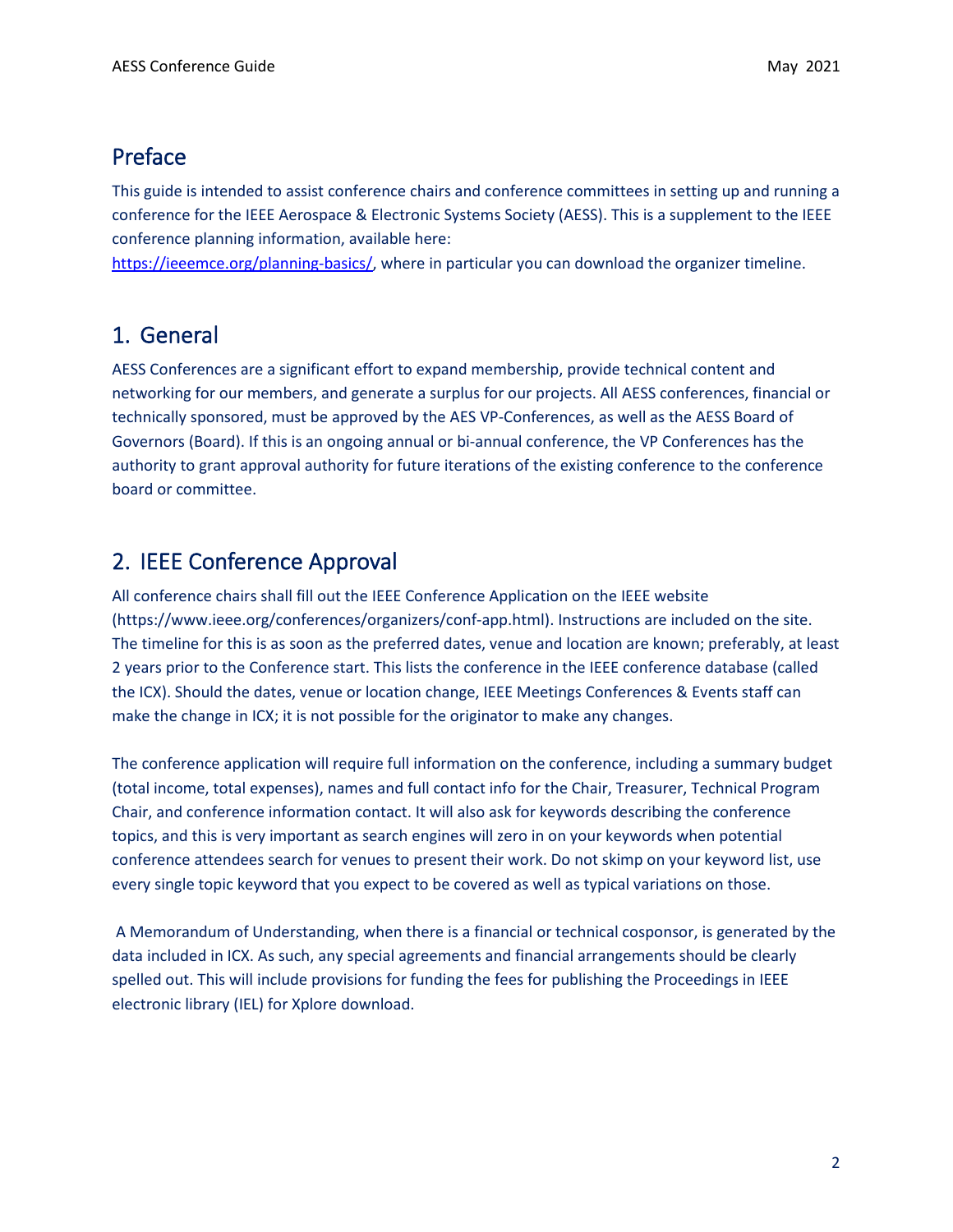## Preface

This guide is intended to assist conference chairs and conference committees in setting up and running a conference for the IEEE Aerospace & Electronic Systems Society (AESS). This is a supplement to the IEEE conference planning information, available here:
https://ieeemce.org/planning-basics/, where in particular you can download the organizer timeline.

## 1. General

AESS Conferences are a significant effort to expand membership, provide technical content and networking for our members, and generate a surplus for our projects. All AESS conferences, financial or technically sponsored, must be approved by the AES VP-Conferences, as well as the AESS Board of Governors (Board). If this is an ongoing annual or bi-annual conference, the VP Conferences has the authority to grant approval authority for future iterations of the existing conference to the conference board or committee.

## 2. IEEE Conference Approval

All conference chairs shall fill out the IEEE Conference Application on the IEEE website (https://www.ieee.org/conferences/organizers/conf-app.html). Instructions are included on the site. The timeline for this is as soon as the preferred dates, venue and location are known; preferably, at least 2 years prior to the Conference start. This lists the conference in the IEEE conference database (called the ICX). Should the dates, venue or location change, IEEE Meetings Conferences & Events staff can make the change in ICX; it is not possible for the originator to make any changes.

The conference application will require full information on the conference, including a summary budget (total income, total expenses), names and full contact info for the Chair, Treasurer, Technical Program Chair, and conference information contact. It will also ask for keywords describing the conference topics, and this is very important as search engines will zero in on your keywords when potential conference attendees search for venues to present their work. Do not skimp on your keyword list, use every single topic keyword that you expect to be covered as well as typical variations on those.

A Memorandum of Understanding, when there is a financial or technical cosponsor, is generated by the data included in ICX. As such, any special agreements and financial arrangements should be clearly spelled out. This will include provisions for funding the fees for publishing the Proceedings in IEEE electronic library (IEL) for Xplore download.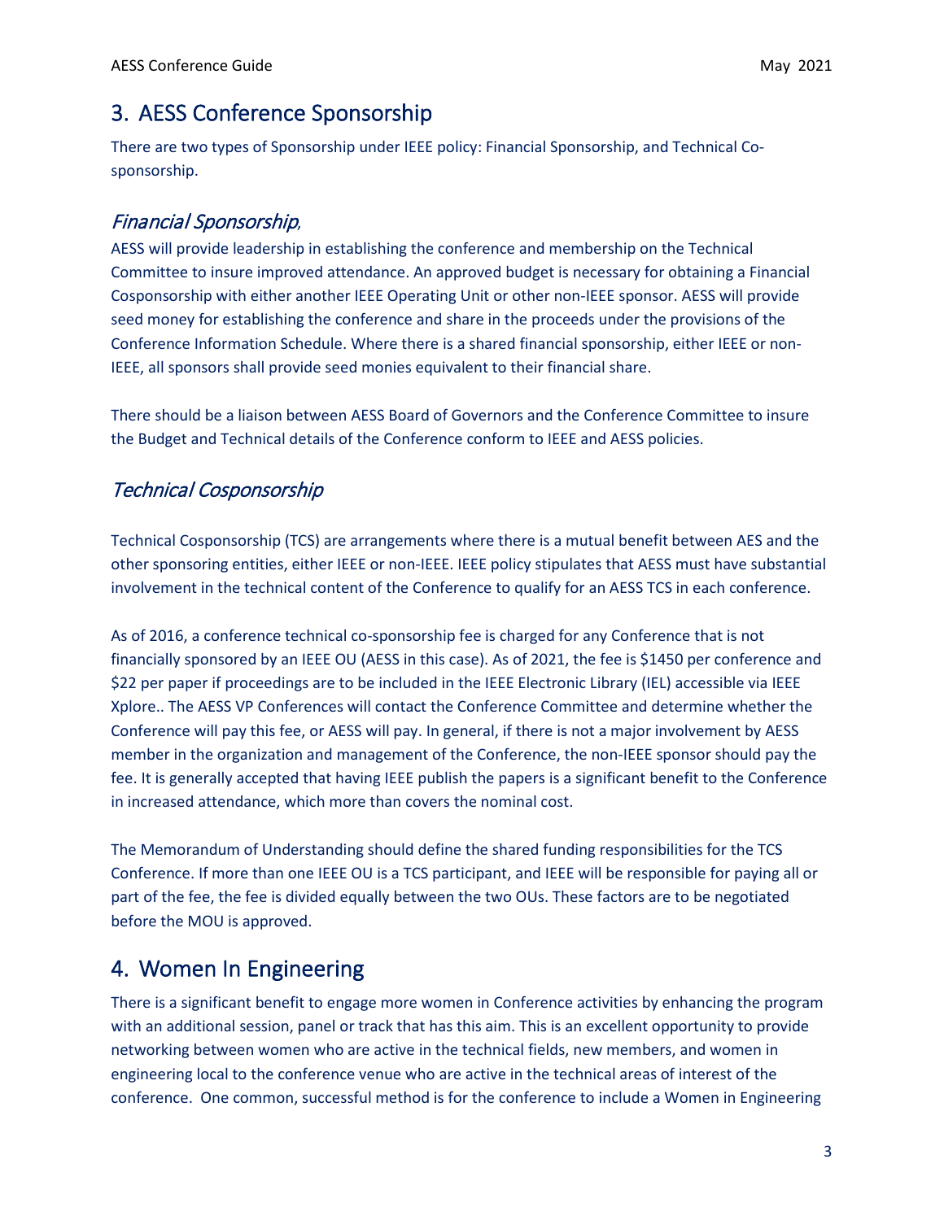## 3. AESS Conference Sponsorship

There are two types of Sponsorship under IEEE policy: Financial Sponsorship, and Technical Co-sponsorship.

### *Financial Sponsorship,*

AESS will provide leadership in establishing the conference and membership on the Technical Committee to insure improved attendance. An approved budget is necessary for obtaining a Financial Cosponsorship with either another IEEE Operating Unit or other non-IEEE sponsor. AESS will provide seed money for establishing the conference and share in the proceeds under the provisions of the Conference Information Schedule. Where there is a shared financial sponsorship, either IEEE or non-IEEE, all sponsors shall provide seed monies equivalent to their financial share.

There should be a liaison between AESS Board of Governors and the Conference Committee to insure the Budget and Technical details of the Conference conform to IEEE and AESS policies.

### *Technical Cosponsorship*

Technical Cosponsorship (TCS) are arrangements where there is a mutual benefit between AES and the other sponsoring entities, either IEEE or non-IEEE. IEEE policy stipulates that AESS must have substantial involvement in the technical content of the Conference to qualify for an AESS TCS in each conference.

As of 2016, a conference technical co-sponsorship fee is charged for any Conference that is not financially sponsored by an IEEE OU (AESS in this case). As of 2021, the fee is $1450 per conference and $22 per paper if proceedings are to be included in the IEEE Electronic Library (IEL) accessible via IEEE Xplore.. The AESS VP Conferences will contact the Conference Committee and determine whether the Conference will pay this fee, or AESS will pay. In general, if there is not a major involvement by AESS member in the organization and management of the Conference, the non-IEEE sponsor should pay the fee. It is generally accepted that having IEEE publish the papers is a significant benefit to the Conference in increased attendance, which more than covers the nominal cost.

The Memorandum of Understanding should define the shared funding responsibilities for the TCS Conference. If more than one IEEE OU is a TCS participant, and IEEE will be responsible for paying all or part of the fee, the fee is divided equally between the two OUs. These factors are to be negotiated before the MOU is approved.

## 4. Women In Engineering

There is a significant benefit to engage more women in Conference activities by enhancing the program with an additional session, panel or track that has this aim. This is an excellent opportunity to provide networking between women who are active in the technical fields, new members, and women in engineering local to the conference venue who are active in the technical areas of interest of the conference. One common, successful method is for the conference to include a Women in Engineering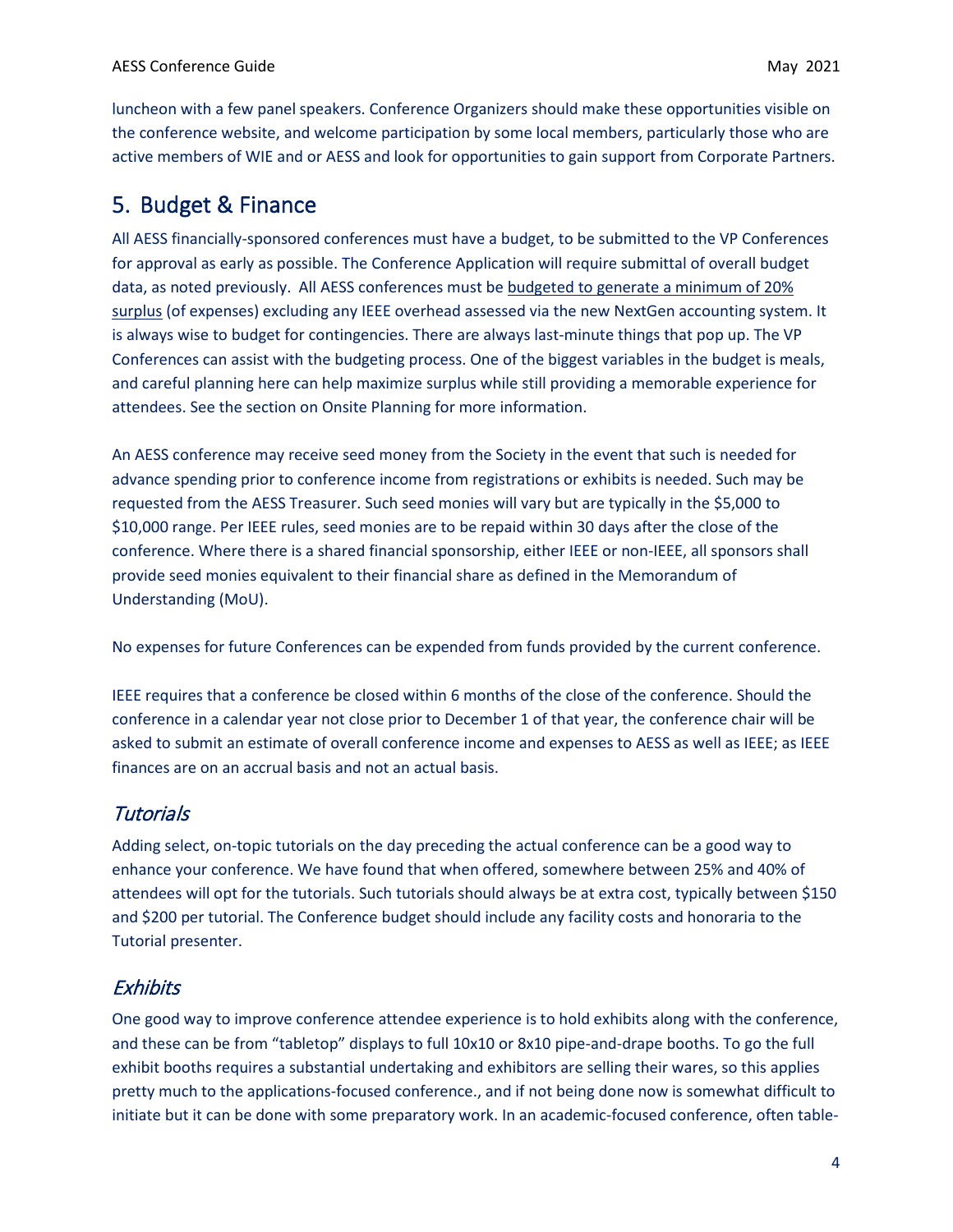luncheon with a few panel speakers. Conference Organizers should make these opportunities visible on the conference website, and welcome participation by some local members, particularly those who are active members of WIE and or AESS and look for opportunities to gain support from Corporate Partners.

## 5. Budget & Finance

All AESS financially-sponsored conferences must have a budget, to be submitted to the VP Conferences for approval as early as possible. The Conference Application will require submittal of overall budget data, as noted previously. All AESS conferences must be <u>budgeted to generate a minimum of 20% surplus</u> (of expenses) excluding any IEEE overhead assessed via the new NextGen accounting system. It is always wise to budget for contingencies. There are always last-minute things that pop up. The VP Conferences can assist with the budgeting process. One of the biggest variables in the budget is meals, and careful planning here can help maximize surplus while still providing a memorable experience for attendees. See the section on Onsite Planning for more information.

An AESS conference may receive seed money from the Society in the event that such is needed for advance spending prior to conference income from registrations or exhibits is needed. Such may be requested from the AESS Treasurer. Such seed monies will vary but are typically in the $5,000 to $10,000 range. Per IEEE rules, seed monies are to be repaid within 30 days after the close of the conference. Where there is a shared financial sponsorship, either IEEE or non-IEEE, all sponsors shall provide seed monies equivalent to their financial share as defined in the Memorandum of Understanding (MoU).

No expenses for future Conferences can be expended from funds provided by the current conference.

IEEE requires that a conference be closed within 6 months of the close of the conference. Should the conference in a calendar year not close prior to December 1 of that year, the conference chair will be asked to submit an estimate of overall conference income and expenses to AESS as well as IEEE; as IEEE finances are on an accrual basis and not an actual basis.

### *Tutorials*

Adding select, on-topic tutorials on the day preceding the actual conference can be a good way to enhance your conference. We have found that when offered, somewhere between 25% and 40% of attendees will opt for the tutorials. Such tutorials should always be at extra cost, typically between $150 and $200 per tutorial. The Conference budget should include any facility costs and honoraria to the Tutorial presenter.

### *Exhibits*

One good way to improve conference attendee experience is to hold exhibits along with the conference, and these can be from "tabletop" displays to full 10x10 or 8x10 pipe-and-drape booths. To go the full exhibit booths requires a substantial undertaking and exhibitors are selling their wares, so this applies pretty much to the applications-focused conference., and if not being done now is somewhat difficult to initiate but it can be done with some preparatory work. In an academic-focused conference, often table-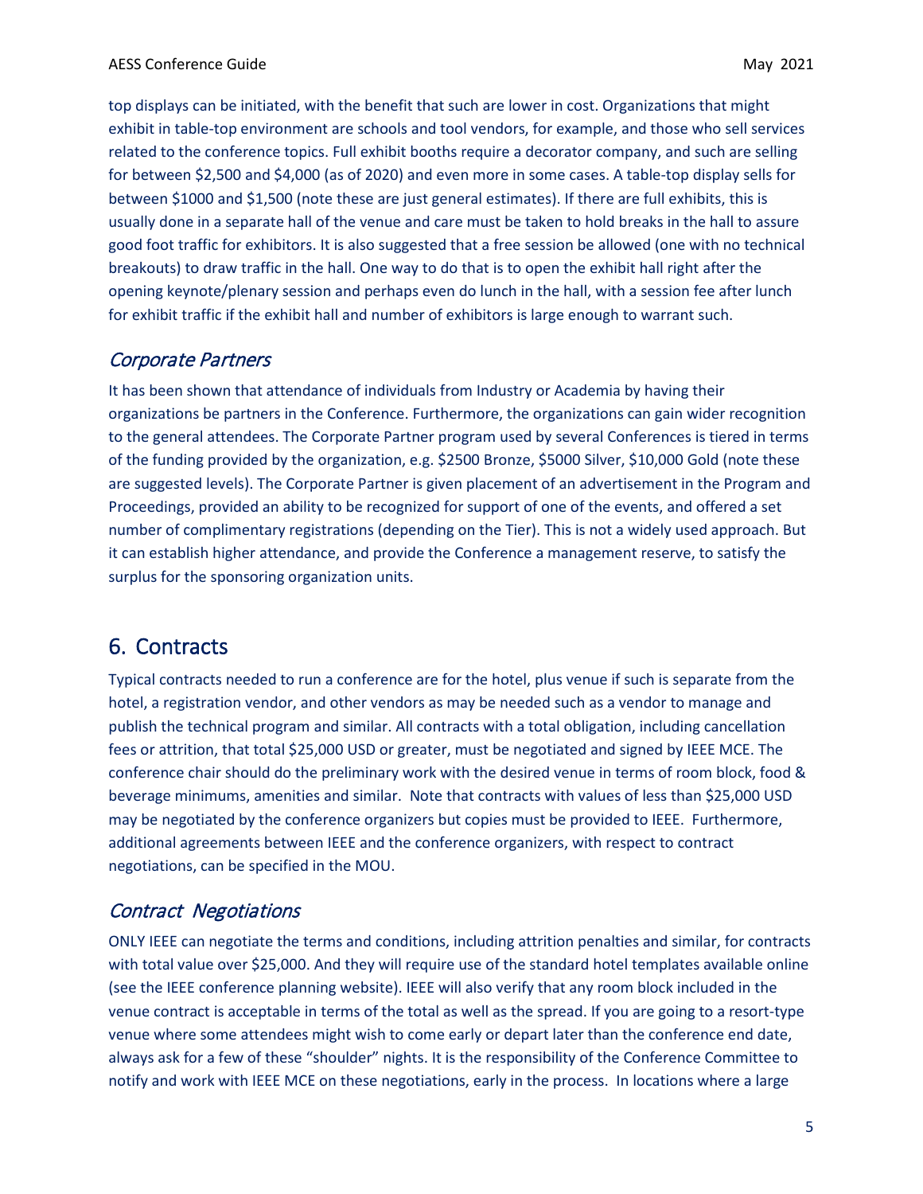top displays can be initiated, with the benefit that such are lower in cost. Organizations that might exhibit in table-top environment are schools and tool vendors, for example, and those who sell services related to the conference topics. Full exhibit booths require a decorator company, and such are selling for between $2,500 and $4,000 (as of 2020) and even more in some cases. A table-top display sells for between $1000 and $1,500 (note these are just general estimates). If there are full exhibits, this is usually done in a separate hall of the venue and care must be taken to hold breaks in the hall to assure good foot traffic for exhibitors. It is also suggested that a free session be allowed (one with no technical breakouts) to draw traffic in the hall. One way to do that is to open the exhibit hall right after the opening keynote/plenary session and perhaps even do lunch in the hall, with a session fee after lunch for exhibit traffic if the exhibit hall and number of exhibitors is large enough to warrant such.

### *Corporate Partners*

It has been shown that attendance of individuals from Industry or Academia by having their organizations be partners in the Conference. Furthermore, the organizations can gain wider recognition to the general attendees. The Corporate Partner program used by several Conferences is tiered in terms of the funding provided by the organization, e.g. $2500 Bronze, $5000 Silver, $10,000 Gold (note these are suggested levels). The Corporate Partner is given placement of an advertisement in the Program and Proceedings, provided an ability to be recognized for support of one of the events, and offered a set number of complimentary registrations (depending on the Tier). This is not a widely used approach. But it can establish higher attendance, and provide the Conference a management reserve, to satisfy the surplus for the sponsoring organization units.

## 6. Contracts

Typical contracts needed to run a conference are for the hotel, plus venue if such is separate from the hotel, a registration vendor, and other vendors as may be needed such as a vendor to manage and publish the technical program and similar. All contracts with a total obligation, including cancellation fees or attrition, that total $25,000 USD or greater, must be negotiated and signed by IEEE MCE. The conference chair should do the preliminary work with the desired venue in terms of room block, food & beverage minimums, amenities and similar. Note that contracts with values of less than $25,000 USD may be negotiated by the conference organizers but copies must be provided to IEEE. Furthermore, additional agreements between IEEE and the conference organizers, with respect to contract negotiations, can be specified in the MOU.

### *Contract Negotiations*

ONLY IEEE can negotiate the terms and conditions, including attrition penalties and similar, for contracts with total value over $25,000. And they will require use of the standard hotel templates available online (see the IEEE conference planning website). IEEE will also verify that any room block included in the venue contract is acceptable in terms of the total as well as the spread. If you are going to a resort-type venue where some attendees might wish to come early or depart later than the conference end date, always ask for a few of these "shoulder" nights. It is the responsibility of the Conference Committee to notify and work with IEEE MCE on these negotiations, early in the process. In locations where a large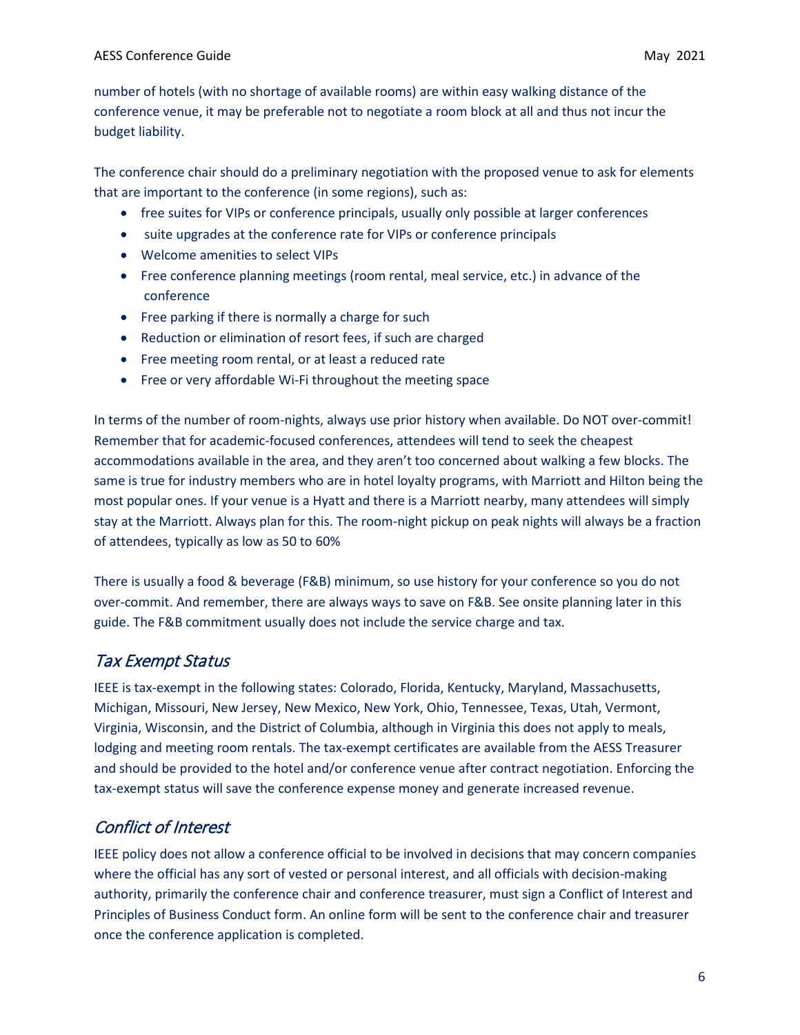number of hotels (with no shortage of available rooms) are within easy walking distance of the conference venue, it may be preferable not to negotiate a room block at all and thus not incur the budget liability.

The conference chair should do a preliminary negotiation with the proposed venue to ask for elements that are important to the conference (in some regions), such as:

- free suites for VIPs or conference principals, usually only possible at larger conferences
- suite upgrades at the conference rate for VIPs or conference principals
- Welcome amenities to select VIPs
- Free conference planning meetings (room rental, meal service, etc.) in advance of the conference
- Free parking if there is normally a charge for such
- Reduction or elimination of resort fees, if such are charged
- Free meeting room rental, or at least a reduced rate
- Free or very affordable Wi-Fi throughout the meeting space

In terms of the number of room-nights, always use prior history when available. Do NOT over-commit! Remember that for academic-focused conferences, attendees will tend to seek the cheapest accommodations available in the area, and they aren't too concerned about walking a few blocks. The same is true for industry members who are in hotel loyalty programs, with Marriott and Hilton being the most popular ones. If your venue is a Hyatt and there is a Marriott nearby, many attendees will simply stay at the Marriott. Always plan for this. The room-night pickup on peak nights will always be a fraction of attendees, typically as low as 50 to 60%

There is usually a food & beverage (F&B) minimum, so use history for your conference so you do not over-commit. And remember, there are always ways to save on F&B. See onsite planning later in this guide. The F&B commitment usually does not include the service charge and tax.

## *Tax Exempt Status*

IEEE is tax-exempt in the following states: Colorado, Florida, Kentucky, Maryland, Massachusetts, Michigan, Missouri, New Jersey, New Mexico, New York, Ohio, Tennessee, Texas, Utah, Vermont, Virginia, Wisconsin, and the District of Columbia, although in Virginia this does not apply to meals, lodging and meeting room rentals. The tax-exempt certificates are available from the AESS Treasurer and should be provided to the hotel and/or conference venue after contract negotiation. Enforcing the tax-exempt status will save the conference expense money and generate increased revenue.

## *Conflict of Interest*

IEEE policy does not allow a conference official to be involved in decisions that may concern companies where the official has any sort of vested or personal interest, and all officials with decision-making authority, primarily the conference chair and conference treasurer, must sign a Conflict of Interest and Principles of Business Conduct form. An online form will be sent to the conference chair and treasurer once the conference application is completed.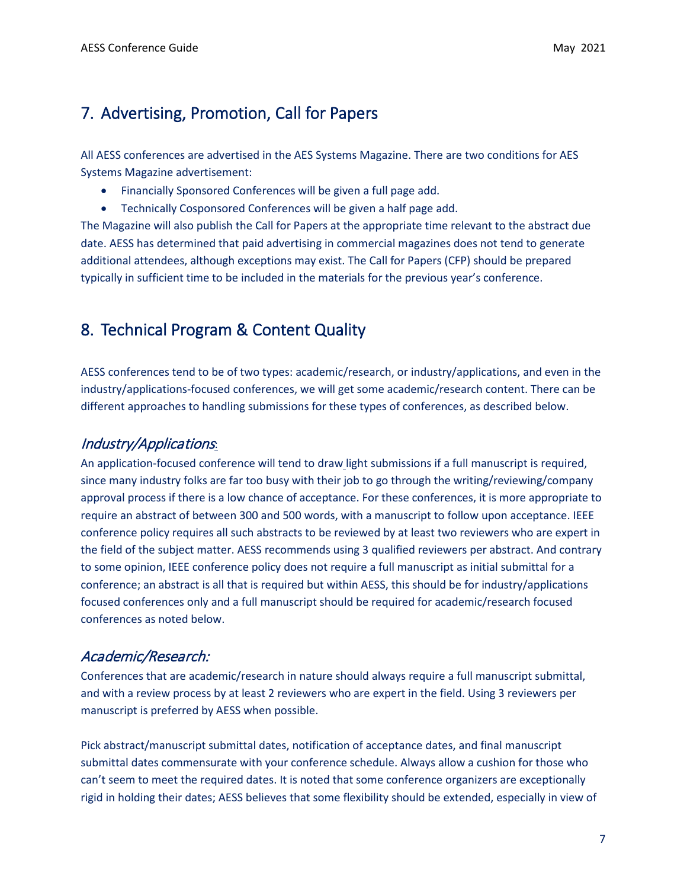## 7. Advertising, Promotion, Call for Papers

All AESS conferences are advertised in the AES Systems Magazine. There are two conditions for AES Systems Magazine advertisement:

- Financially Sponsored Conferences will be given a full page add.
- Technically Cosponsored Conferences will be given a half page add.

The Magazine will also publish the Call for Papers at the appropriate time relevant to the abstract due date. AESS has determined that paid advertising in commercial magazines does not tend to generate additional attendees, although exceptions may exist. The Call for Papers (CFP) should be prepared typically in sufficient time to be included in the materials for the previous year's conference.

## 8. Technical Program & Content Quality

AESS conferences tend to be of two types: academic/research, or industry/applications, and even in the industry/applications-focused conferences, we will get some academic/research content. There can be different approaches to handling submissions for these types of conferences, as described below.

### *Industry/Applications:*

An application-focused conference will tend to draw light submissions if a full manuscript is required, since many industry folks are far too busy with their job to go through the writing/reviewing/company approval process if there is a low chance of acceptance. For these conferences, it is more appropriate to require an abstract of between 300 and 500 words, with a manuscript to follow upon acceptance. IEEE conference policy requires all such abstracts to be reviewed by at least two reviewers who are expert in the field of the subject matter. AESS recommends using 3 qualified reviewers per abstract. And contrary to some opinion, IEEE conference policy does not require a full manuscript as initial submittal for a conference; an abstract is all that is required but within AESS, this should be for industry/applications focused conferences only and a full manuscript should be required for academic/research focused conferences as noted below.

### *Academic/Research:*

Conferences that are academic/research in nature should always require a full manuscript submittal, and with a review process by at least 2 reviewers who are expert in the field. Using 3 reviewers per manuscript is preferred by AESS when possible.

Pick abstract/manuscript submittal dates, notification of acceptance dates, and final manuscript submittal dates commensurate with your conference schedule. Always allow a cushion for those who can't seem to meet the required dates. It is noted that some conference organizers are exceptionally rigid in holding their dates; AESS believes that some flexibility should be extended, especially in view of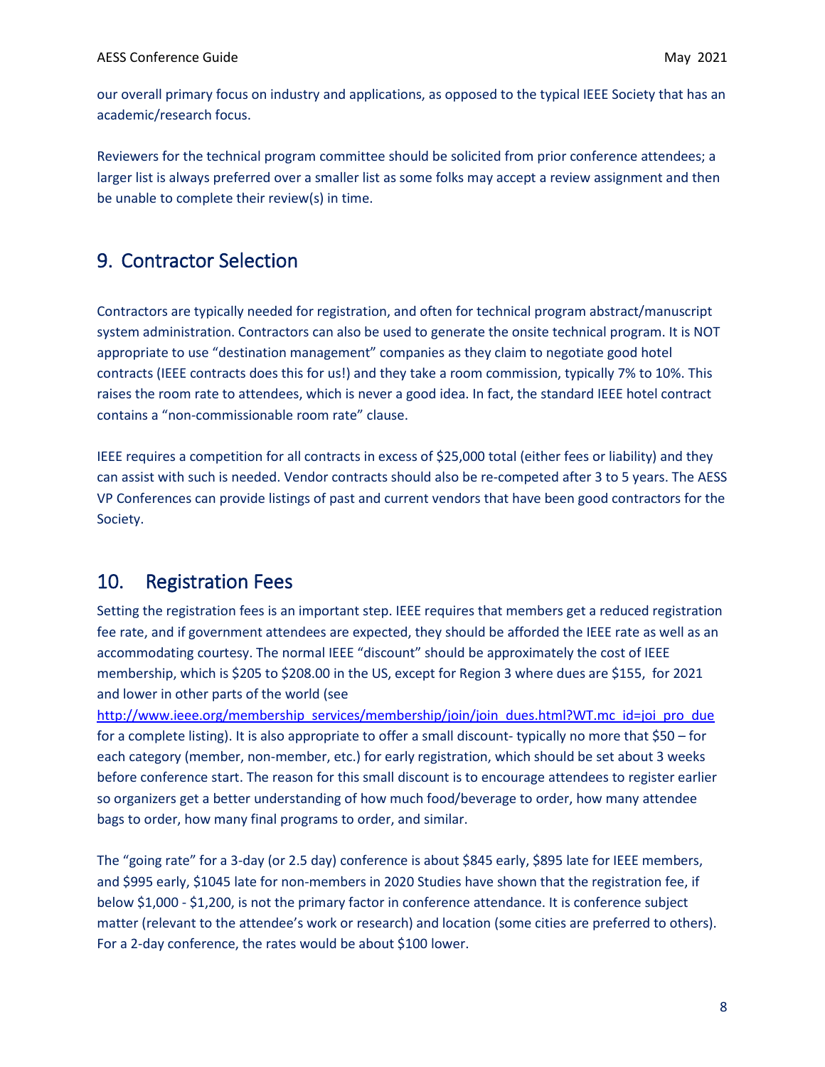our overall primary focus on industry and applications, as opposed to the typical IEEE Society that has an academic/research focus.

Reviewers for the technical program committee should be solicited from prior conference attendees; a larger list is always preferred over a smaller list as some folks may accept a review assignment and then be unable to complete their review(s) in time.

## 9. Contractor Selection

Contractors are typically needed for registration, and often for technical program abstract/manuscript system administration. Contractors can also be used to generate the onsite technical program. It is NOT appropriate to use "destination management" companies as they claim to negotiate good hotel contracts (IEEE contracts does this for us!) and they take a room commission, typically 7% to 10%. This raises the room rate to attendees, which is never a good idea. In fact, the standard IEEE hotel contract contains a "non-commissionable room rate" clause.

IEEE requires a competition for all contracts in excess of $25,000 total (either fees or liability) and they can assist with such is needed. Vendor contracts should also be re-competed after 3 to 5 years. The AESS VP Conferences can provide listings of past and current vendors that have been good contractors for the Society.

## 10. Registration Fees

Setting the registration fees is an important step. IEEE requires that members get a reduced registration fee rate, and if government attendees are expected, they should be afforded the IEEE rate as well as an accommodating courtesy. The normal IEEE "discount" should be approximately the cost of IEEE membership, which is $205 to $208.00 in the US, except for Region 3 where dues are $155, for 2021 and lower in other parts of the world (see http://www.ieee.org/membership_services/membership/join/join_dues.html?WT.mc_id=joi_pro_due for a complete listing). It is also appropriate to offer a small discount- typically no more that $50 – for each category (member, non-member, etc.) for early registration, which should be set about 3 weeks before conference start. The reason for this small discount is to encourage attendees to register earlier so organizers get a better understanding of how much food/beverage to order, how many attendee bags to order, how many final programs to order, and similar.

The "going rate" for a 3-day (or 2.5 day) conference is about $845 early, $895 late for IEEE members, and $995 early, $1045 late for non-members in 2020 Studies have shown that the registration fee, if below $1,000 - $1,200, is not the primary factor in conference attendance. It is conference subject matter (relevant to the attendee's work or research) and location (some cities are preferred to others). For a 2-day conference, the rates would be about $100 lower.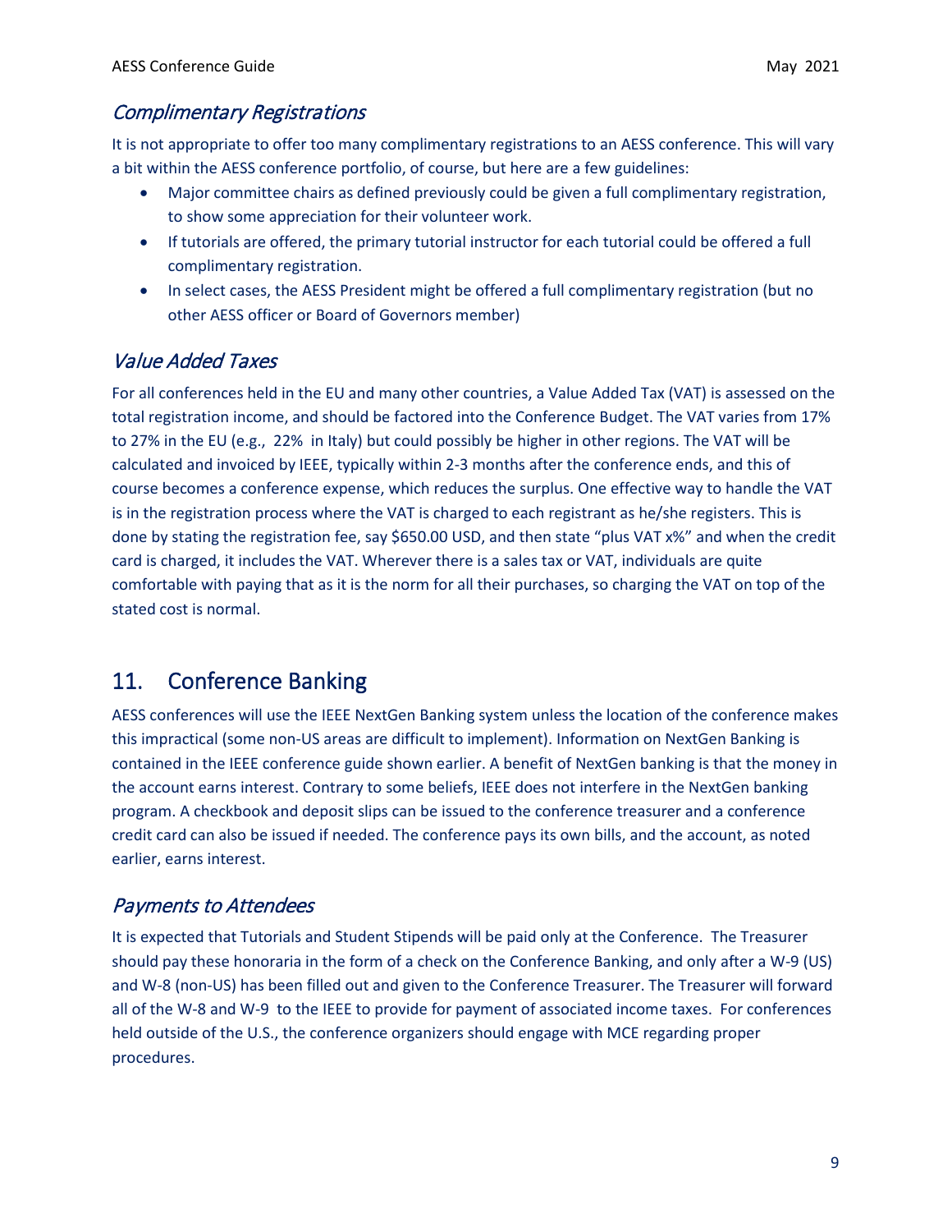### *Complimentary Registrations*

It is not appropriate to offer too many complimentary registrations to an AESS conference. This will vary a bit within the AESS conference portfolio, of course, but here are a few guidelines:

- Major committee chairs as defined previously could be given a full complimentary registration, to show some appreciation for their volunteer work.
- If tutorials are offered, the primary tutorial instructor for each tutorial could be offered a full complimentary registration.
- In select cases, the AESS President might be offered a full complimentary registration (but no other AESS officer or Board of Governors member)

### *Value Added Taxes*

For all conferences held in the EU and many other countries, a Value Added Tax (VAT) is assessed on the total registration income, and should be factored into the Conference Budget. The VAT varies from 17% to 27% in the EU (e.g., 22% in Italy) but could possibly be higher in other regions. The VAT will be calculated and invoiced by IEEE, typically within 2-3 months after the conference ends, and this of course becomes a conference expense, which reduces the surplus. One effective way to handle the VAT is in the registration process where the VAT is charged to each registrant as he/she registers. This is done by stating the registration fee, say $650.00 USD, and then state "plus VAT x%" and when the credit card is charged, it includes the VAT. Wherever there is a sales tax or VAT, individuals are quite comfortable with paying that as it is the norm for all their purchases, so charging the VAT on top of the stated cost is normal.

## 11. Conference Banking

AESS conferences will use the IEEE NextGen Banking system unless the location of the conference makes this impractical (some non-US areas are difficult to implement). Information on NextGen Banking is contained in the IEEE conference guide shown earlier. A benefit of NextGen banking is that the money in the account earns interest. Contrary to some beliefs, IEEE does not interfere in the NextGen banking program. A checkbook and deposit slips can be issued to the conference treasurer and a conference credit card can also be issued if needed. The conference pays its own bills, and the account, as noted earlier, earns interest.

### *Payments to Attendees*

It is expected that Tutorials and Student Stipends will be paid only at the Conference. The Treasurer should pay these honoraria in the form of a check on the Conference Banking, and only after a W-9 (US) and W-8 (non-US) has been filled out and given to the Conference Treasurer. The Treasurer will forward all of the W-8 and W-9 to the IEEE to provide for payment of associated income taxes. For conferences held outside of the U.S., the conference organizers should engage with MCE regarding proper procedures.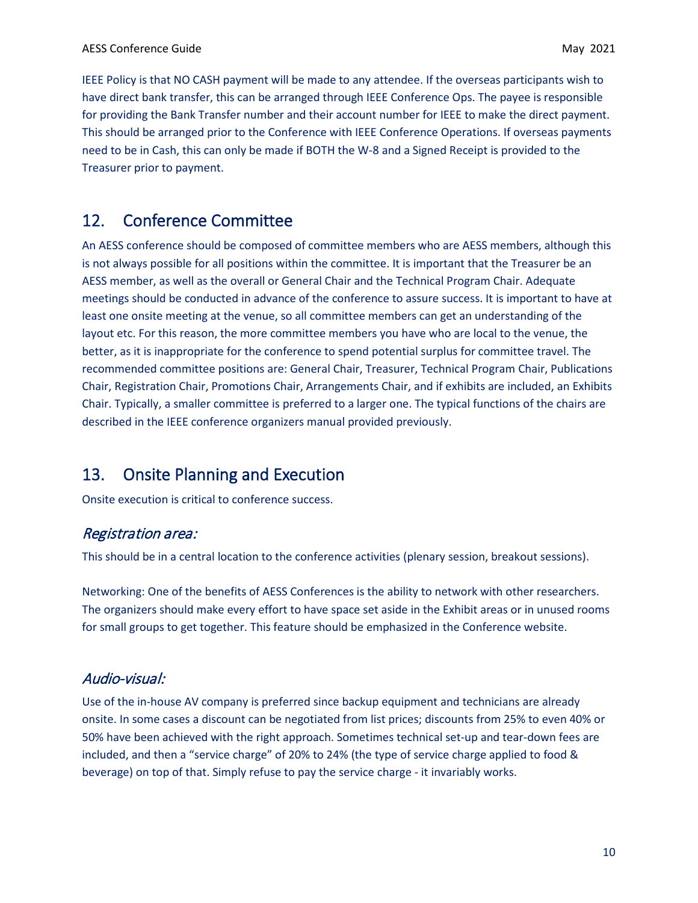IEEE Policy is that NO CASH payment will be made to any attendee. If the overseas participants wish to have direct bank transfer, this can be arranged through IEEE Conference Ops. The payee is responsible for providing the Bank Transfer number and their account number for IEEE to make the direct payment. This should be arranged prior to the Conference with IEEE Conference Operations. If overseas payments need to be in Cash, this can only be made if BOTH the W-8 and a Signed Receipt is provided to the Treasurer prior to payment.

## 12. Conference Committee

An AESS conference should be composed of committee members who are AESS members, although this is not always possible for all positions within the committee. It is important that the Treasurer be an AESS member, as well as the overall or General Chair and the Technical Program Chair. Adequate meetings should be conducted in advance of the conference to assure success. It is important to have at least one onsite meeting at the venue, so all committee members can get an understanding of the layout etc. For this reason, the more committee members you have who are local to the venue, the better, as it is inappropriate for the conference to spend potential surplus for committee travel. The recommended committee positions are: General Chair, Treasurer, Technical Program Chair, Publications Chair, Registration Chair, Promotions Chair, Arrangements Chair, and if exhibits are included, an Exhibits Chair. Typically, a smaller committee is preferred to a larger one. The typical functions of the chairs are described in the IEEE conference organizers manual provided previously.

## 13. Onsite Planning and Execution

Onsite execution is critical to conference success.

### *Registration area:*

This should be in a central location to the conference activities (plenary session, breakout sessions).

Networking: One of the benefits of AESS Conferences is the ability to network with other researchers. The organizers should make every effort to have space set aside in the Exhibit areas or in unused rooms for small groups to get together. This feature should be emphasized in the Conference website.

### *Audio-visual:*

Use of the in-house AV company is preferred since backup equipment and technicians are already onsite. In some cases a discount can be negotiated from list prices; discounts from 25% to even 40% or 50% have been achieved with the right approach. Sometimes technical set-up and tear-down fees are included, and then a “service charge” of 20% to 24% (the type of service charge applied to food & beverage) on top of that. Simply refuse to pay the service charge - it invariably works.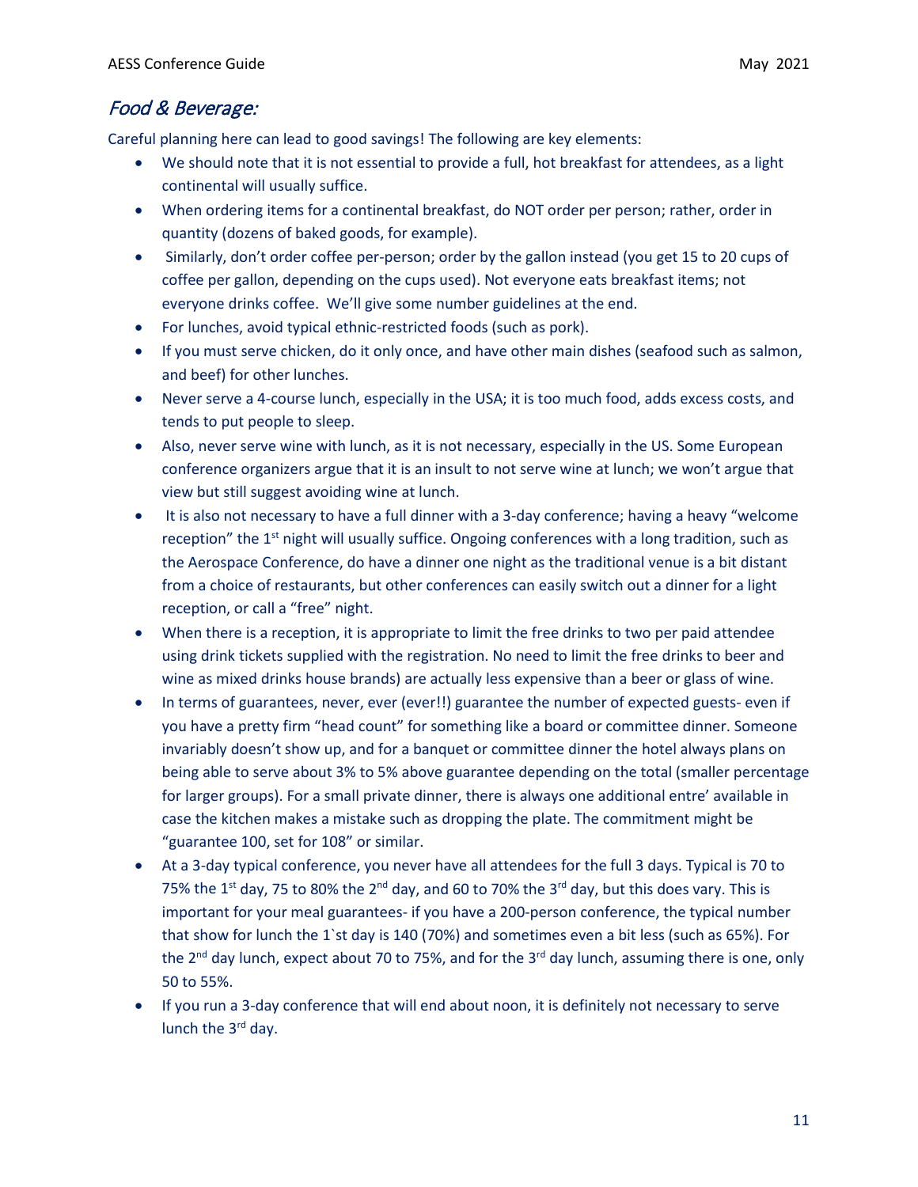## *Food & Beverage:*

Careful planning here can lead to good savings! The following are key elements:

- We should note that it is not essential to provide a full, hot breakfast for attendees, as a light continental will usually suffice.
- When ordering items for a continental breakfast, do NOT order per person; rather, order in quantity (dozens of baked goods, for example).
- Similarly, don't order coffee per-person; order by the gallon instead (you get 15 to 20 cups of coffee per gallon, depending on the cups used). Not everyone eats breakfast items; not everyone drinks coffee. We'll give some number guidelines at the end.
- For lunches, avoid typical ethnic-restricted foods (such as pork).
- If you must serve chicken, do it only once, and have other main dishes (seafood such as salmon, and beef) for other lunches.
- Never serve a 4-course lunch, especially in the USA; it is too much food, adds excess costs, and tends to put people to sleep.
- Also, never serve wine with lunch, as it is not necessary, especially in the US. Some European conference organizers argue that it is an insult to not serve wine at lunch; we won't argue that view but still suggest avoiding wine at lunch.
- It is also not necessary to have a full dinner with a 3-day conference; having a heavy "welcome reception" the 1st night will usually suffice. Ongoing conferences with a long tradition, such as the Aerospace Conference, do have a dinner one night as the traditional venue is a bit distant from a choice of restaurants, but other conferences can easily switch out a dinner for a light reception, or call a "free" night.
- When there is a reception, it is appropriate to limit the free drinks to two per paid attendee using drink tickets supplied with the registration. No need to limit the free drinks to beer and wine as mixed drinks house brands) are actually less expensive than a beer or glass of wine.
- In terms of guarantees, never, ever (ever!!) guarantee the number of expected guests- even if you have a pretty firm "head count" for something like a board or committee dinner. Someone invariably doesn't show up, and for a banquet or committee dinner the hotel always plans on being able to serve about 3% to 5% above guarantee depending on the total (smaller percentage for larger groups). For a small private dinner, there is always one additional entre' available in case the kitchen makes a mistake such as dropping the plate. The commitment might be "guarantee 100, set for 108" or similar.
- At a 3-day typical conference, you never have all attendees for the full 3 days. Typical is 70 to 75% the 1st day, 75 to 80% the 2nd day, and 60 to 70% the 3rd day, but this does vary. This is important for your meal guarantees- if you have a 200-person conference, the typical number that show for lunch the 1`st day is 140 (70%) and sometimes even a bit less (such as 65%). For the 2nd day lunch, expect about 70 to 75%, and for the 3rd day lunch, assuming there is one, only 50 to 55%.
- If you run a 3-day conference that will end about noon, it is definitely not necessary to serve lunch the 3rd day.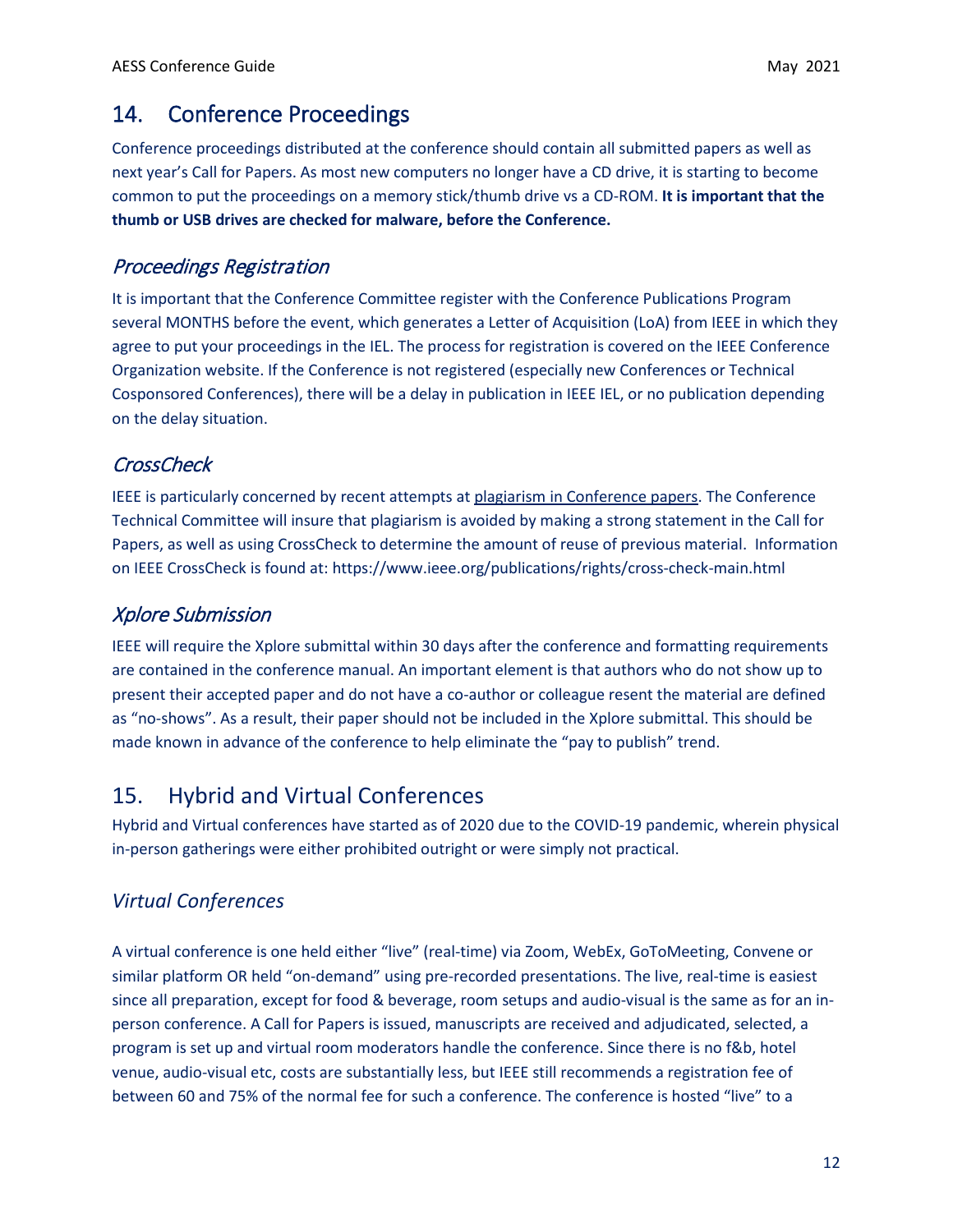## 14. Conference Proceedings

Conference proceedings distributed at the conference should contain all submitted papers as well as next year's Call for Papers. As most new computers no longer have a CD drive, it is starting to become common to put the proceedings on a memory stick/thumb drive vs a CD-ROM. **It is important that the thumb or USB drives are checked for malware, before the Conference.**

### *Proceedings Registration*

It is important that the Conference Committee register with the Conference Publications Program several MONTHS before the event, which generates a Letter of Acquisition (LoA) from IEEE in which they agree to put your proceedings in the IEL. The process for registration is covered on the IEEE Conference Organization website. If the Conference is not registered (especially new Conferences or Technical Cosponsored Conferences), there will be a delay in publication in IEEE IEL, or no publication depending on the delay situation.

### *CrossCheck*

IEEE is particularly concerned by recent attempts at plagiarism in Conference papers. The Conference Technical Committee will insure that plagiarism is avoided by making a strong statement in the Call for Papers, as well as using CrossCheck to determine the amount of reuse of previous material. Information on IEEE CrossCheck is found at: https://www.ieee.org/publications/rights/cross-check-main.html

### *Xplore Submission*

IEEE will require the Xplore submittal within 30 days after the conference and formatting requirements are contained in the conference manual. An important element is that authors who do not show up to present their accepted paper and do not have a co-author or colleague resent the material are defined as "no-shows". As a result, their paper should not be included in the Xplore submittal. This should be made known in advance of the conference to help eliminate the "pay to publish" trend.

## 15. Hybrid and Virtual Conferences

Hybrid and Virtual conferences have started as of 2020 due to the COVID-19 pandemic, wherein physical in-person gatherings were either prohibited outright or were simply not practical.

### *Virtual Conferences*

A virtual conference is one held either "live" (real-time) via Zoom, WebEx, GoToMeeting, Convene or similar platform OR held "on-demand" using pre-recorded presentations. The live, real-time is easiest since all preparation, except for food & beverage, room setups and audio-visual is the same as for an in-person conference. A Call for Papers is issued, manuscripts are received and adjudicated, selected, a program is set up and virtual room moderators handle the conference. Since there is no f&b, hotel venue, audio-visual etc, costs are substantially less, but IEEE still recommends a registration fee of between 60 and 75% of the normal fee for such a conference. The conference is hosted "live" to a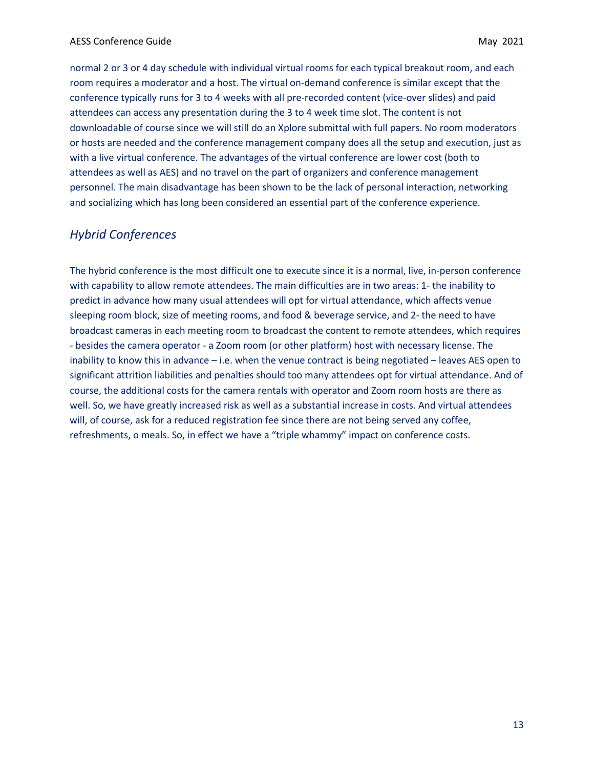normal 2 or 3 or 4 day schedule with individual virtual rooms for each typical breakout room, and each room requires a moderator and a host. The virtual on-demand conference is similar except that the conference typically runs for 3 to 4 weeks with all pre-recorded content (vice-over slides) and paid attendees can access any presentation during the 3 to 4 week time slot. The content is not downloadable of course since we will still do an Xplore submittal with full papers. No room moderators or hosts are needed and the conference management company does all the setup and execution, just as with a live virtual conference. The advantages of the virtual conference are lower cost (both to attendees as well as AES) and no travel on the part of organizers and conference management personnel. The main disadvantage has been shown to be the lack of personal interaction, networking and socializing which has long been considered an essential part of the conference experience.

## *Hybrid Conferences*

The hybrid conference is the most difficult one to execute since it is a normal, live, in-person conference with capability to allow remote attendees. The main difficulties are in two areas: 1- the inability to predict in advance how many usual attendees will opt for virtual attendance, which affects venue sleeping room block, size of meeting rooms, and food & beverage service, and 2- the need to have broadcast cameras in each meeting room to broadcast the content to remote attendees, which requires - besides the camera operator - a Zoom room (or other platform) host with necessary license. The inability to know this in advance – i.e. when the venue contract is being negotiated – leaves AES open to significant attrition liabilities and penalties should too many attendees opt for virtual attendance. And of course, the additional costs for the camera rentals with operator and Zoom room hosts are there as well. So, we have greatly increased risk as well as a substantial increase in costs. And virtual attendees will, of course, ask for a reduced registration fee since there are not being served any coffee, refreshments, o meals. So, in effect we have a "triple whammy" impact on conference costs.